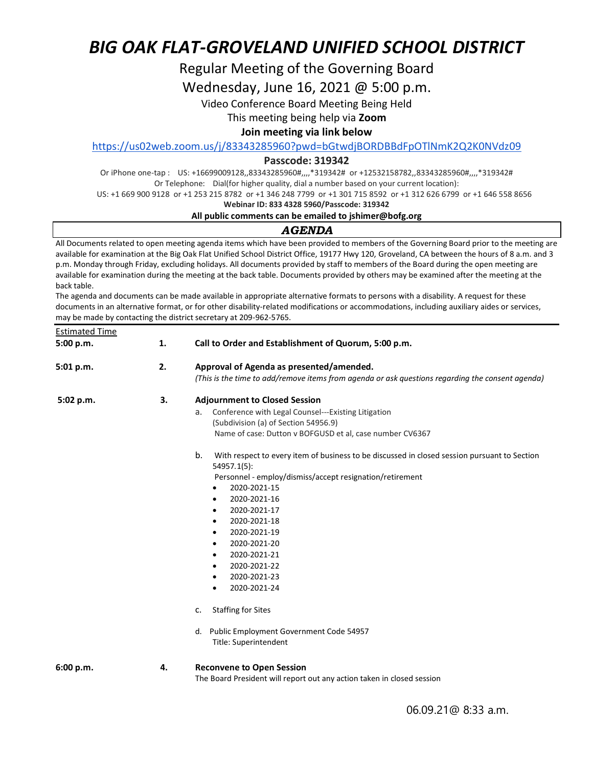# *BIG OAK FLAT-GROVELAND UNIFIED SCHOOL DISTRICT*

Regular Meeting of the Governing Board

Wednesday, June 16, 2021 @ 5:00 p.m.

Video Conference Board Meeting Being Held

This meeting being help via **Zoom**

**Join meeting via link below**

https://us02web.zoom.us/j/83343285960?pwd=bGtwdjBORDBBdFpOTlNmK2Q2K0NVdz09

**Passcode: 319342**

Or iPhone one-tap : US: +16699009128,,83343285960#,,,,*319342# or +12532158782,,83343285960#,,,,*319342#

Or Telephone: Dial(for higher quality, dial a number based on your current location):

US: +1 669 900 9128 or +1 253 215 8782 or +1 346 248 7799 or +1 301 715 8592 or +1 312 626 6799 or +1 646 558 8656

**Webinar ID: 833 4328 5960/Passcode: 319342**

**All public comments can be emailed to jshimer@bofg.org**

## *AGENDA*

All Documents related to open meeting agenda items which have been provided to members of the Governing Board prior to the meeting are available for examination at the Big Oak Flat Unified School District Office, 19177 Hwy 120, Groveland, CA between the hours of 8 a.m. and 3 p.m. Monday through Friday, excluding holidays. All documents provided by staff to members of the Board during the open meeting are available for examination during the meeting at the back table. Documents provided by others may be examined after the meeting at the back table.

The agenda and documents can be made available in appropriate alternative formats to persons with a disability. A request for these documents in an alternative format, or for other disability-related modifications or accommodations, including auxiliary aides or services, may be made by contacting the district secretary at 209-962-5765.

Estimated Time

**5:00 p.m.** **1.** **Call to Order and Establishment of Quorum, 5:00 p.m.**

**5:01 p.m.** **2.** **Approval of Agenda as presented/amended.**
*(This is the time to add/remove items from agenda or ask questions regarding the consent agenda)*

**5:02 p.m.** **3.** **Adjournment to Closed Session**

a. Conference with Legal Counsel---Existing Litigation
(Subdivision (a) of Section 54956.9)
Name of case: Dutton v BOFGUSD et al, case number CV6367

b. With respect to every item of business to be discussed in closed session pursuant to Section 54957.1(5):
Personnel - employ/dismiss/accept resignation/retirement
- 2020-2021-15
- 2020-2021-16
- 2020-2021-17
- 2020-2021-18
- 2020-2021-19
- 2020-2021-20
- 2020-2021-21
- 2020-2021-22
- 2020-2021-23
- 2020-2021-24

c. Staffing for Sites

d. Public Employment Government Code 54957
Title: Superintendent

**6:00 p.m.** **4.** **Reconvene to Open Session**
The Board President will report out any action taken in closed session

06.09.21@ 8:33 a.m.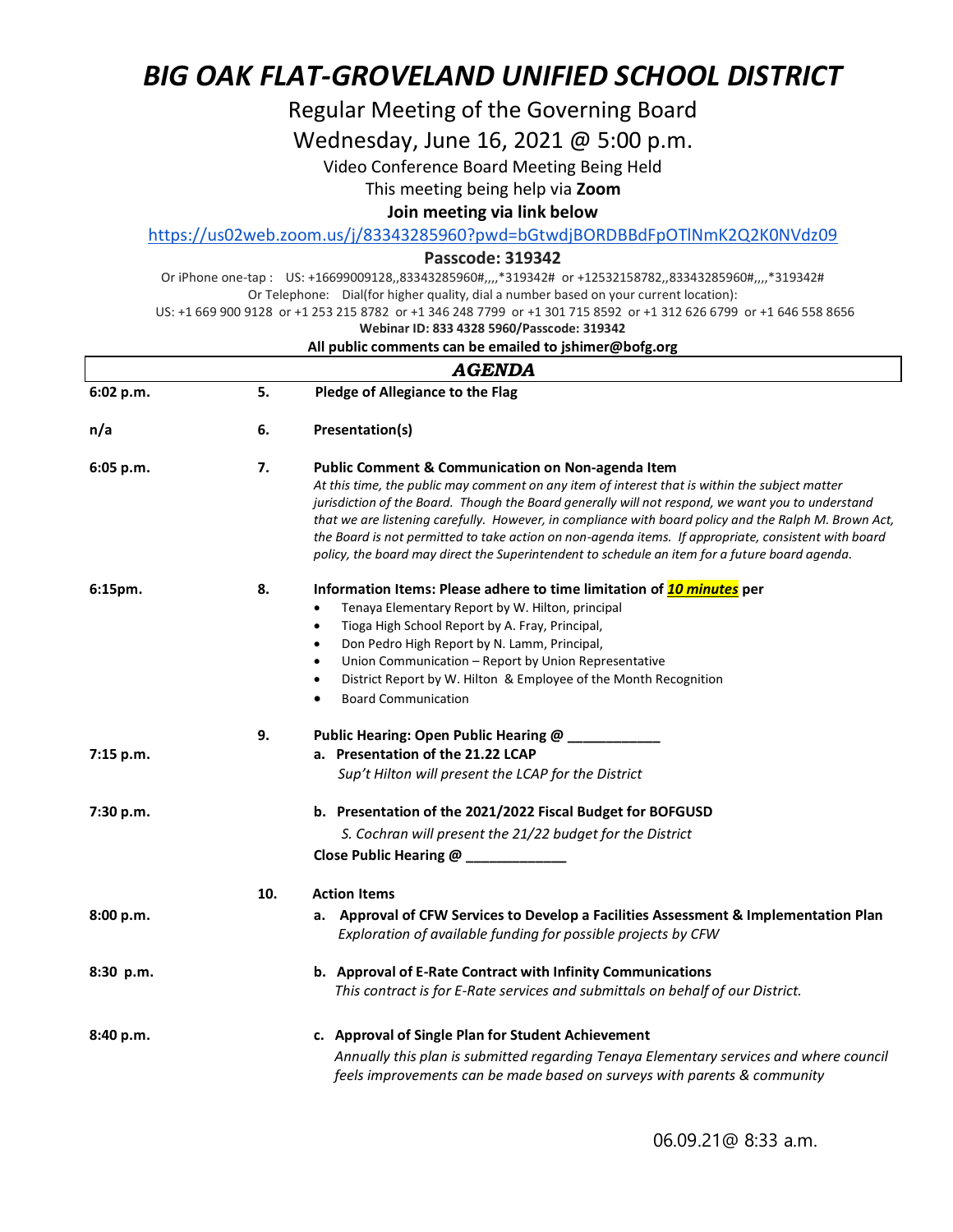// Note: the "06.09.21@ 8:33 a.m." line is included in the body because it looks like a one-off posting timestamp, not a repeating footer.
# BIG OAK FLAT-GROVELAND UNIFIED SCHOOL DISTRICT

Regular Meeting of the Governing Board

Wednesday, June 16, 2021 @ 5:00 p.m.

Video Conference Board Meeting Being Held

This meeting being help via **Zoom**

**Join meeting via link below**

https://us02web.zoom.us/j/83343285960?pwd=bGtwdjBORDBBdFpOTlNmK2Q2K0NVdz09

**Passcode: 319342**

Or iPhone one-tap : US: +16699009128,,83343285960#,,,,*319342# or +12532158782,,83343285960#,,,,*319342#

Or Telephone: Dial(for higher quality, dial a number based on your current location):

US: +1 669 900 9128 or +1 253 215 8782 or +1 346 248 7799 or +1 301 715 8592 or +1 312 626 6799 or +1 646 558 8656

**Webinar ID: 833 4328 5960/Passcode: 319342**

**All public comments can be emailed to jshimer@bofg.org**

## AGENDA

| Time | No. | Item |
|---|---|---|
| 6:02 p.m. | 5. | **Pledge of Allegiance to the Flag** |
| n/a | 6. | **Presentation(s)** |
| 6:05 p.m. | 7. | **Public Comment & Communication on Non-agenda Item**<br>*At this time, the public may comment on any item of interest that is within the subject matter jurisdiction of the Board. Though the Board generally will not respond, we want you to understand that we are listening carefully. However, in compliance with board policy and the Ralph M. Brown Act, the Board is not permitted to take action on non-agenda items. If appropriate, consistent with board policy, the board may direct the Superintendent to schedule an item for a future board agenda.* |
| 6:15pm. | 8. | **Information Items: Please adhere to time limitation of *10 minutes* per**<br>• Tenaya Elementary Report by W. Hilton, principal<br>• Tioga High School Report by A. Fray, Principal,<br>• Don Pedro High Report by N. Lamm, Principal,<br>• Union Communication – Report by Union Representative<br>• District Report by W. Hilton & Employee of the Month Recognition<br>• Board Communication |
| | 9. | **Public Hearing: Open Public Hearing @ ___________** |
| 7:15 p.m. | | **a. Presentation of the 21.22 LCAP**<br>*Sup't Hilton will present the LCAP for the District* |
| 7:30 p.m. | | **b. Presentation of the 2021/2022 Fiscal Budget for BOFGUSD**<br>*S. Cochran will present the 21/22 budget for the District*<br>**Close Public Hearing @ ____________** |
| | 10. | **Action Items** |
| 8:00 p.m. | | **a. Approval of CFW Services to Develop a Facilities Assessment & Implementation Plan**<br>*Exploration of available funding for possible projects by CFW* |
| 8:30 p.m. | | **b. Approval of E-Rate Contract with Infinity Communications**<br>*This contract is for E-Rate services and submittals on behalf of our District.* |
| 8:40 p.m. | | **c. Approval of Single Plan for Student Achievement**<br>*Annually this plan is submitted regarding Tenaya Elementary services and where council feels improvements can be made based on surveys with parents & community* |

06.09.21@ 8:33 a.m.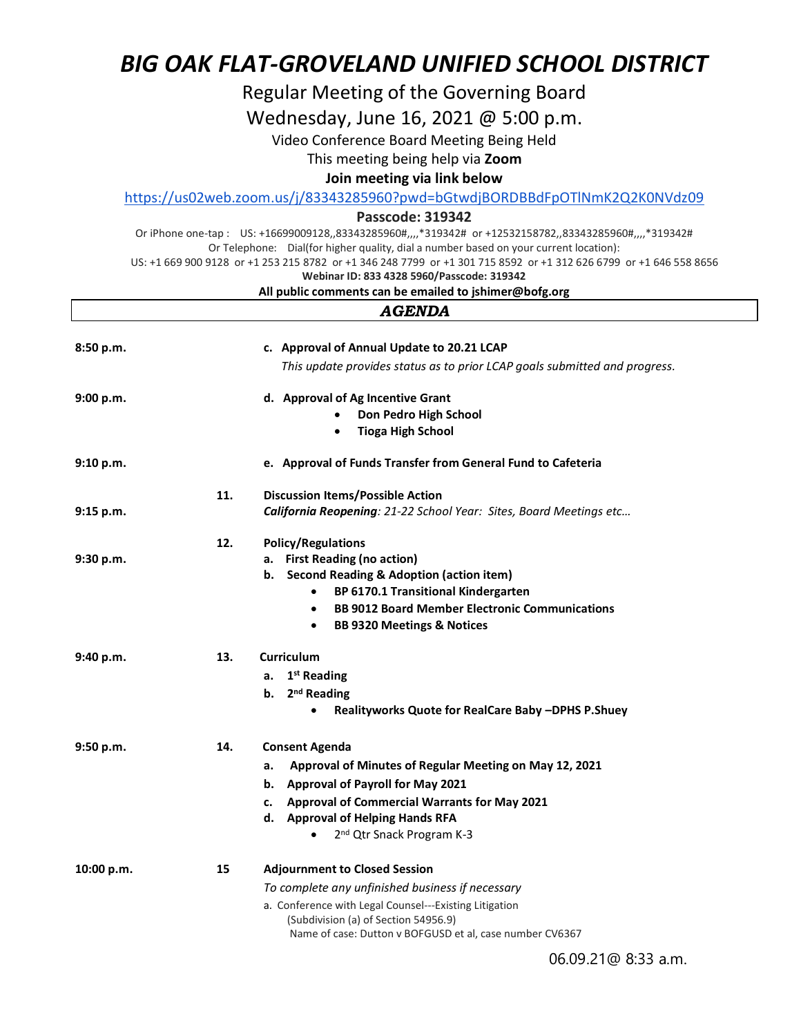# *BIG OAK FLAT-GROVELAND UNIFIED SCHOOL DISTRICT*

Regular Meeting of the Governing Board

Wednesday, June 16, 2021 @ 5:00 p.m.

Video Conference Board Meeting Being Held

This meeting being help via **Zoom**

**Join meeting via link below**

https://us02web.zoom.us/j/83343285960?pwd=bGtwdjBORDBBdFpOTlNmK2Q2K0NVdz09

**Passcode: 319342**

Or iPhone one-tap : US: +16699009128,,83343285960#,,,,*319342# or +12532158782,,83343285960#,,,,*319342#

Or Telephone: Dial(for higher quality, dial a number based on your current location):

US: +1 669 900 9128 or +1 253 215 8782 or +1 346 248 7799 or +1 301 715 8592 or +1 312 626 6799 or +1 646 558 8656

**Webinar ID: 833 4328 5960/Passcode: 319342**

**All public comments can be emailed to jshimer@bofg.org**

## *AGENDA*

**8:50 p.m.**
c. **Approval of Annual Update to 20.21 LCAP**
*This update provides status as to prior LCAP goals submitted and progress.*

**9:00 p.m.**
d. **Approval of Ag Incentive Grant**
- **Don Pedro High School**
- **Tioga High School**

**9:10 p.m.**
e. **Approval of Funds Transfer from General Fund to Cafeteria**

**11. Discussion Items/Possible Action**

**9:15 p.m.**
***California Reopening**: 21-22 School Year: Sites, Board Meetings etc…*

**12. Policy/Regulations**

**9:30 p.m.**
a. **First Reading (no action)**
b. **Second Reading & Adoption (action item)**
- **BP 6170.1 Transitional Kindergarten**
- **BB 9012 Board Member Electronic Communications**
- **BB 9320 Meetings & Notices**

**9:40 p.m.**
**13. Curriculum**
a. **1st Reading**
b. **2nd Reading**
- **Realityworks Quote for RealCare Baby –DPHS P.Shuey**

**9:50 p.m.**
**14. Consent Agenda**
a. **Approval of Minutes of Regular Meeting on May 12, 2021**
b. **Approval of Payroll for May 2021**
c. **Approval of Commercial Warrants for May 2021**
d. **Approval of Helping Hands RFA**
- 2nd Qtr Snack Program K-3

**10:00 p.m.**
**15 Adjournment to Closed Session**
*To complete any unfinished business if necessary*
a. Conference with Legal Counsel---Existing Litigation
(Subdivision (a) of Section 54956.9)
Name of case: Dutton v BOFGUSD et al, case number CV6367

06.09.21@ 8:33 a.m.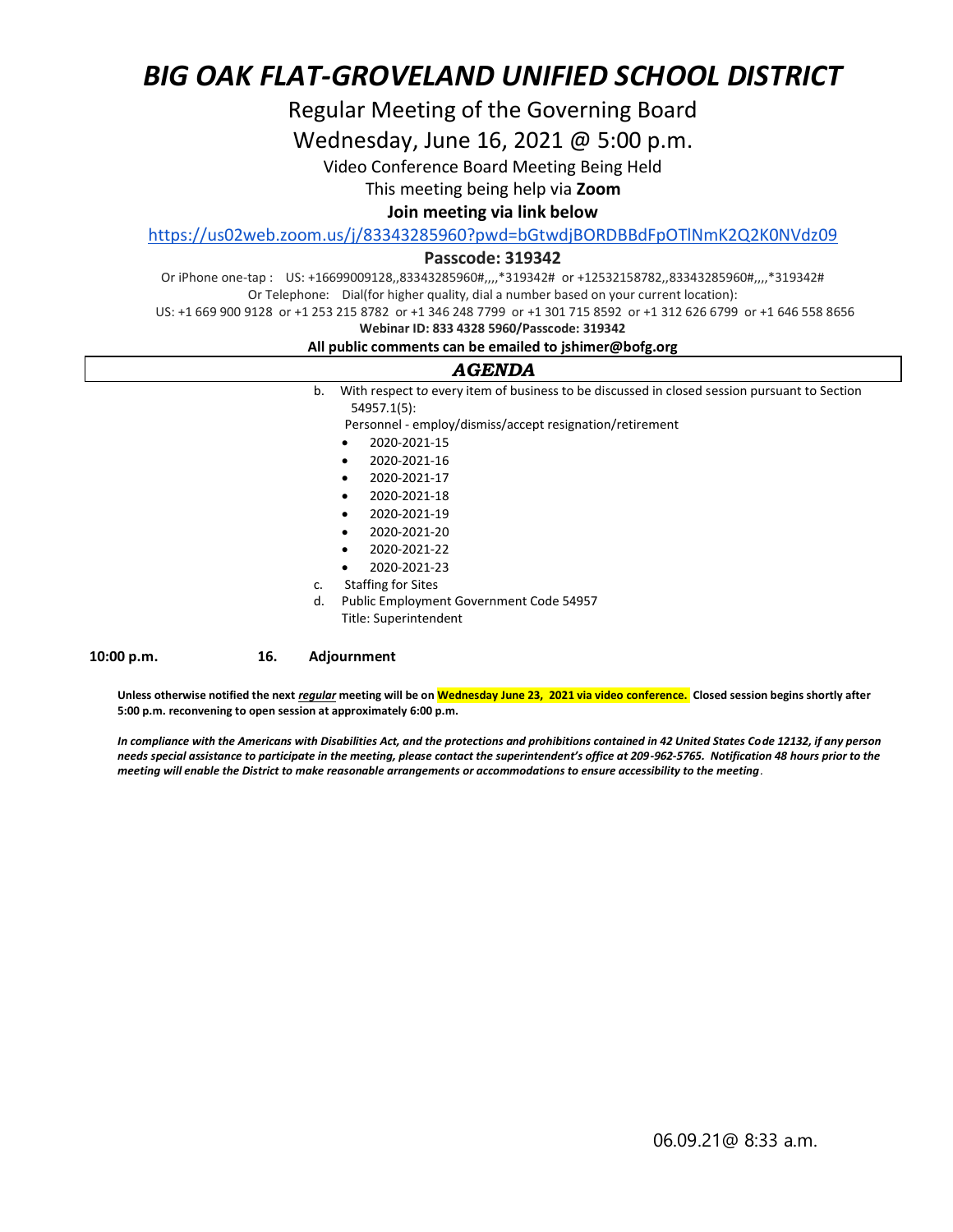# *BIG OAK FLAT-GROVELAND UNIFIED SCHOOL DISTRICT*

Regular Meeting of the Governing Board

Wednesday, June 16, 2021 @ 5:00 p.m.

Video Conference Board Meeting Being Held

This meeting being help via **Zoom**

**Join meeting via link below**

https://us02web.zoom.us/j/83343285960?pwd=bGtwdjBORDBBdFpOTlNmK2Q2K0NVdz09

**Passcode: 319342**

Or iPhone one-tap : US: +16699009128,,83343285960#,,,,*319342# or +12532158782,,83343285960#,,,,*319342#

Or Telephone: Dial(for higher quality, dial a number based on your current location):

US: +1 669 900 9128 or +1 253 215 8782 or +1 346 248 7799 or +1 301 715 8592 or +1 312 626 6799 or +1 646 558 8656

**Webinar ID: 833 4328 5960/Passcode: 319342**

**All public comments can be emailed to jshimer@bofg.org**

## *AGENDA*

b. With respect to every item of business to be discussed in closed session pursuant to Section 54957.1(5):

Personnel - employ/dismiss/accept resignation/retirement

- 2020-2021-15
- 2020-2021-16
- 2020-2021-17
- 2020-2021-18
- 2020-2021-19
- 2020-2021-20
- 2020-2021-22
- 2020-2021-23

c. Staffing for Sites

d. Public Employment Government Code 54957
Title: Superintendent

**10:00 p.m.** **16.** **Adjournment**

**Unless otherwise notified the next *regular* meeting will be on Wednesday June 23, 2021 via video conference. Closed session begins shortly after 5:00 p.m. reconvening to open session at approximately 6:00 p.m.**

***In compliance with the Americans with Disabilities Act, and the protections and prohibitions contained in 42 United States Code 12132, if any person needs special assistance to participate in the meeting, please contact the superintendent's office at 209-962-5765. Notification 48 hours prior to the meeting will enable the District to make reasonable arrangements or accommodations to ensure accessibility to the meeting.***

06.09.21@ 8:33 a.m.